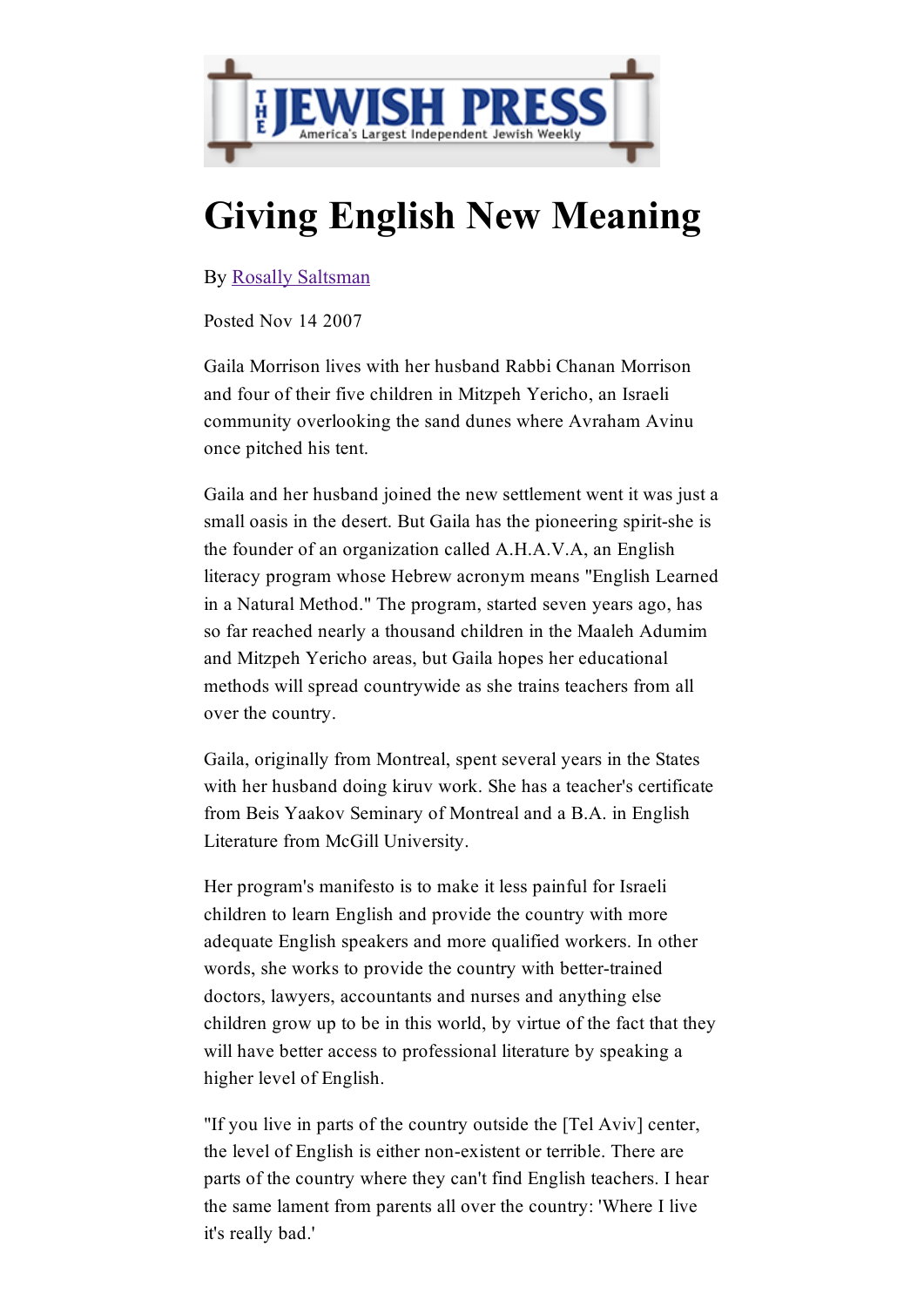# Giving English New Meaning

By Rosally Saltsman

Posted Nov 14 2007

Gaila Morrison lives with her husband Rabbi Chanan Morrison and four of their five children in Mitzpeh Yericho, an Israeli community overlooking the sand dunes where Avraham Avinu once pitched his tent.

Gaila and her husband joined the new settlement went it was just a small oasis in the desert. But Gaila has the pioneering spirit-she is the founder of an organization called A.H.A.V.A, an English literacy program whose Hebrew acronym means "English Learned in a Natural Method." The program, started seven years ago, has so far reached nearly a thousand children in the Maaleh Adumim and Mitzpeh Yericho areas, but Gaila hopes her educational methods will spread countrywide as she trains teachers from all over the country.

Gaila, originally from Montreal, spent several years in the States with her husband doing kiruv work. She has a teacher's certificate from Beis Yaakov Seminary of Montreal and a B.A. in English Literature from McGill University.

Her program's manifesto is to make it less painful for Israeli children to learn English and provide the country with more adequate English speakers and more qualified workers. In other words, she works to provide the country with better-trained doctors, lawyers, accountants and nurses and anything else children grow up to be in this world, by virtue of the fact that they will have better access to professional literature by speaking a higher level of English.

"If you live in parts of the country outside the [Tel Aviv] center, the level of English is either non-existent or terrible. There are parts of the country where they can't find English teachers. I hear the same lament from parents all over the country: 'Where I live it's really bad.'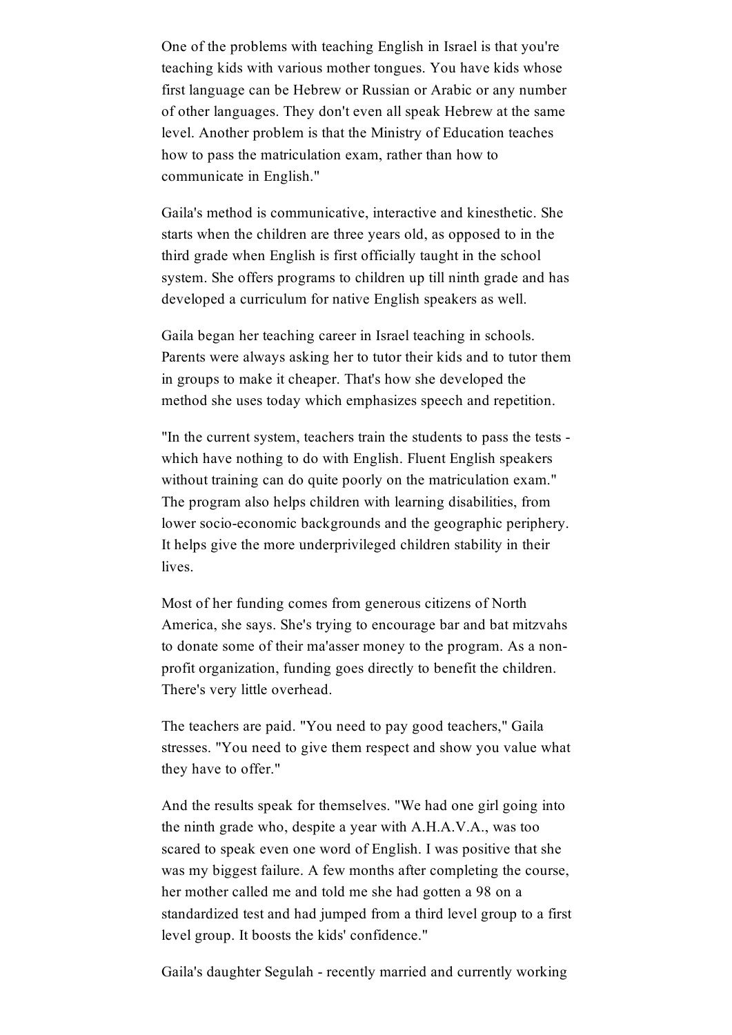One of the problems with teaching English in Israel is that you're teaching kids with various mother tongues. You have kids whose first language can be Hebrew or Russian or Arabic or any number of other languages. They don't even all speak Hebrew at the same level. Another problem is that the Ministry of Education teaches how to pass the matriculation exam, rather than how to communicate in English."

Gaila's method is communicative, interactive and kinesthetic. She starts when the children are three years old, as opposed to in the third grade when English is first officially taught in the school system. She offers programs to children up till ninth grade and has developed a curriculum for native English speakers as well.

Gaila began her teaching career in Israel teaching in schools. Parents were always asking her to tutor their kids and to tutor them in groups to make it cheaper. That's how she developed the method she uses today which emphasizes speech and repetition.

"In the current system, teachers train the students to pass the tests - which have nothing to do with English. Fluent English speakers without training can do quite poorly on the matriculation exam." The program also helps children with learning disabilities, from lower socio-economic backgrounds and the geographic periphery. It helps give the more underprivileged children stability in their lives.

Most of her funding comes from generous citizens of North America, she says. She's trying to encourage bar and bat mitzvahs to donate some of their ma'asser money to the program. As a non-profit organization, funding goes directly to benefit the children. There's very little overhead.

The teachers are paid. "You need to pay good teachers," Gaila stresses. "You need to give them respect and show you value what they have to offer."

And the results speak for themselves. "We had one girl going into the ninth grade who, despite a year with A.H.A.V.A., was too scared to speak even one word of English. I was positive that she was my biggest failure. A few months after completing the course, her mother called me and told me she had gotten a 98 on a standardized test and had jumped from a third level group to a first level group. It boosts the kids' confidence."

Gaila's daughter Segulah - recently married and currently working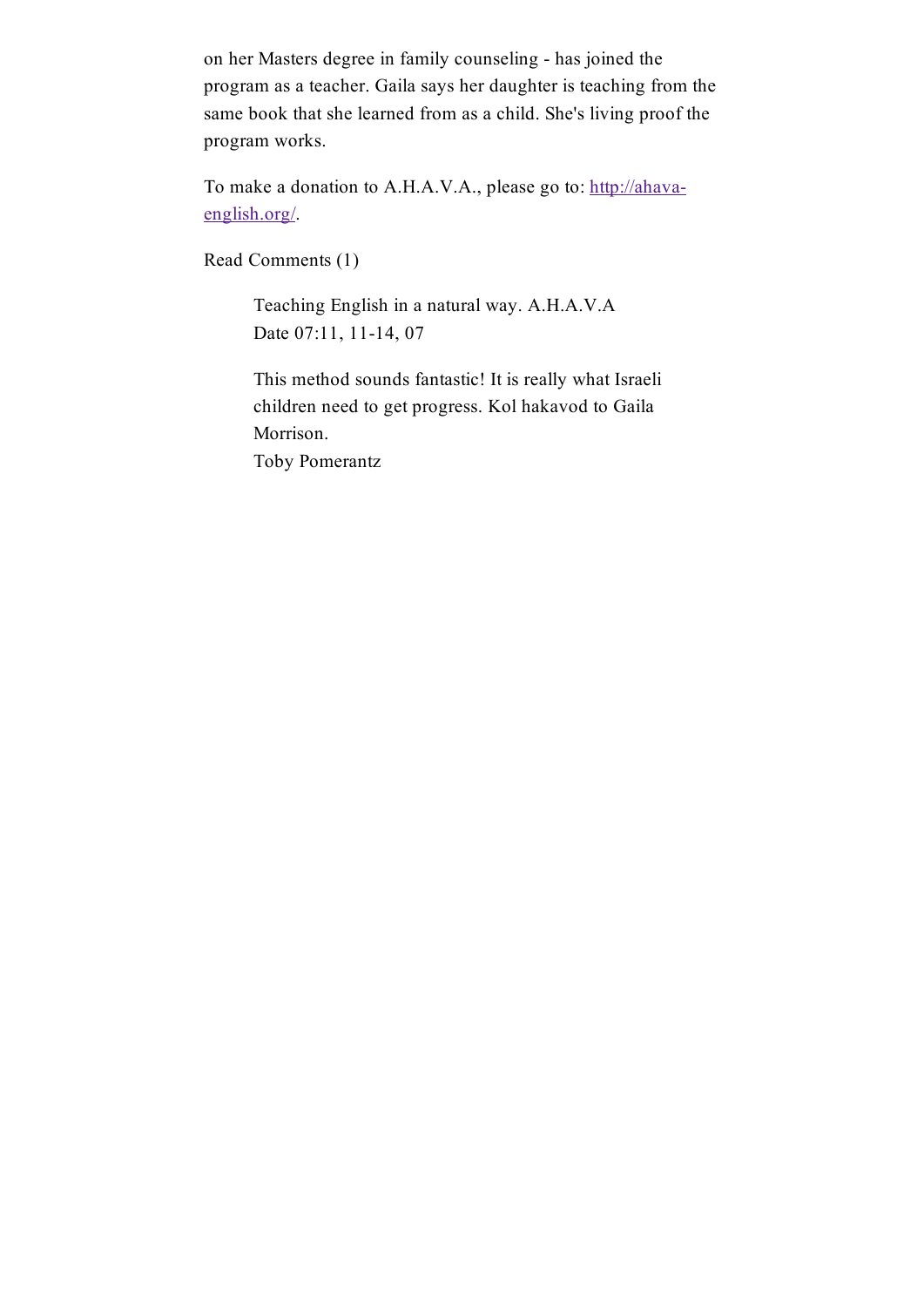on her Masters degree in family counseling - has joined the program as a teacher. Gaila says her daughter is teaching from the same book that she learned from as a child. She's living proof the program works.

To make a donation to A.H.A.V.A., please go to: [http://ahava-english.org/](http://ahava-english.org/).

Read Comments (1)

> Teaching English in a natural way. A.H.A.V.A
> Date 07:11, 11-14, 07
>
> This method sounds fantastic! It is really what Israeli children need to get progress. Kol hakavod to Gaila Morrison.
> Toby Pomerantz